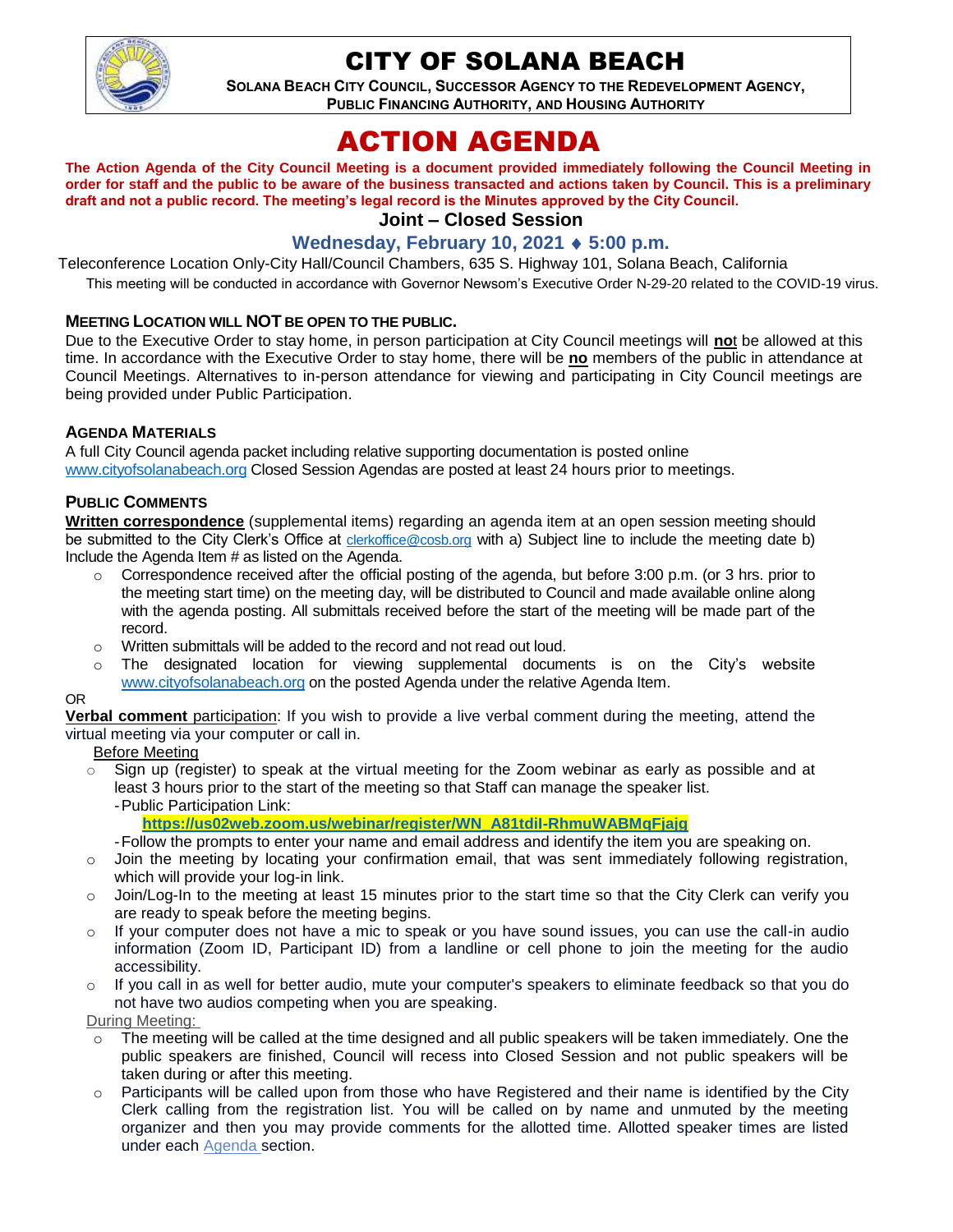# CITY OF SOLANA BEACH

**SOLANA BEACH CITY COUNCIL, SUCCESSOR AGENCY TO THE REDEVELOPMENT AGENCY, PUBLIC FINANCING AUTHORITY, AND HOUSING AUTHORITY**

# ACTION AGENDA

**The Action Agenda of the City Council Meeting is a document provided immediately following the Council Meeting in order for staff and the public to be aware of the business transacted and actions taken by Council. This is a preliminary draft and not a public record. The meeting's legal record is the Minutes approved by the City Council.**

## Joint – Closed Session

### Wednesday, February 10, 2021 ♦ 5:00 p.m.

Teleconference Location Only-City Hall/Council Chambers, 635 S. Highway 101, Solana Beach, California

This meeting will be conducted in accordance with Governor Newsom's Executive Order N-29-20 related to the COVID-19 virus.

### MEETING LOCATION WILL NOT BE OPEN TO THE PUBLIC.

Due to the Executive Order to stay home, in person participation at City Council meetings will **no**t be allowed at this time. In accordance with the Executive Order to stay home, there will be **no** members of the public in attendance at Council Meetings. Alternatives to in-person attendance for viewing and participating in City Council meetings are being provided under Public Participation.

### AGENDA MATERIALS

A full City Council agenda packet including relative supporting documentation is posted online www.cityofsolanabeach.org Closed Session Agendas are posted at least 24 hours prior to meetings.

### PUBLIC COMMENTS

**Written correspondence** (supplemental items) regarding an agenda item at an open session meeting should be submitted to the City Clerk's Office at clerkoffice@cosb.org with a) Subject line to include the meeting date b) Include the Agenda Item # as listed on the Agenda.

- Correspondence received after the official posting of the agenda, but before 3:00 p.m. (or 3 hrs. prior to the meeting start time) on the meeting day, will be distributed to Council and made available online along with the agenda posting. All submittals received before the start of the meeting will be made part of the record.
- Written submittals will be added to the record and not read out loud.
- The designated location for viewing supplemental documents is on the City's website www.cityofsolanabeach.org on the posted Agenda under the relative Agenda Item.

OR

**Verbal comment** participation: If you wish to provide a live verbal comment during the meeting, attend the virtual meeting via your computer or call in.

Before Meeting

- Sign up (register) to speak at the virtual meeting for the Zoom webinar as early as possible and at least 3 hours prior to the start of the meeting so that Staff can manage the speaker list.
  - Public Participation Link:
    **https://us02web.zoom.us/webinar/register/WN_A81tdiI-RhmuWABMqFjajg**
  - Follow the prompts to enter your name and email address and identify the item you are speaking on.
- Join the meeting by locating your confirmation email, that was sent immediately following registration, which will provide your log-in link.
- Join/Log-In to the meeting at least 15 minutes prior to the start time so that the City Clerk can verify you are ready to speak before the meeting begins.
- If your computer does not have a mic to speak or you have sound issues, you can use the call-in audio information (Zoom ID, Participant ID) from a landline or cell phone to join the meeting for the audio accessibility.
- If you call in as well for better audio, mute your computer's speakers to eliminate feedback so that you do not have two audios competing when you are speaking.

During Meeting:

- The meeting will be called at the time designed and all public speakers will be taken immediately. One the public speakers are finished, Council will recess into Closed Session and not public speakers will be taken during or after this meeting.
- Participants will be called upon from those who have Registered and their name is identified by the City Clerk calling from the registration list. You will be called on by name and unmuted by the meeting organizer and then you may provide comments for the allotted time. Allotted speaker times are listed under each Agenda section.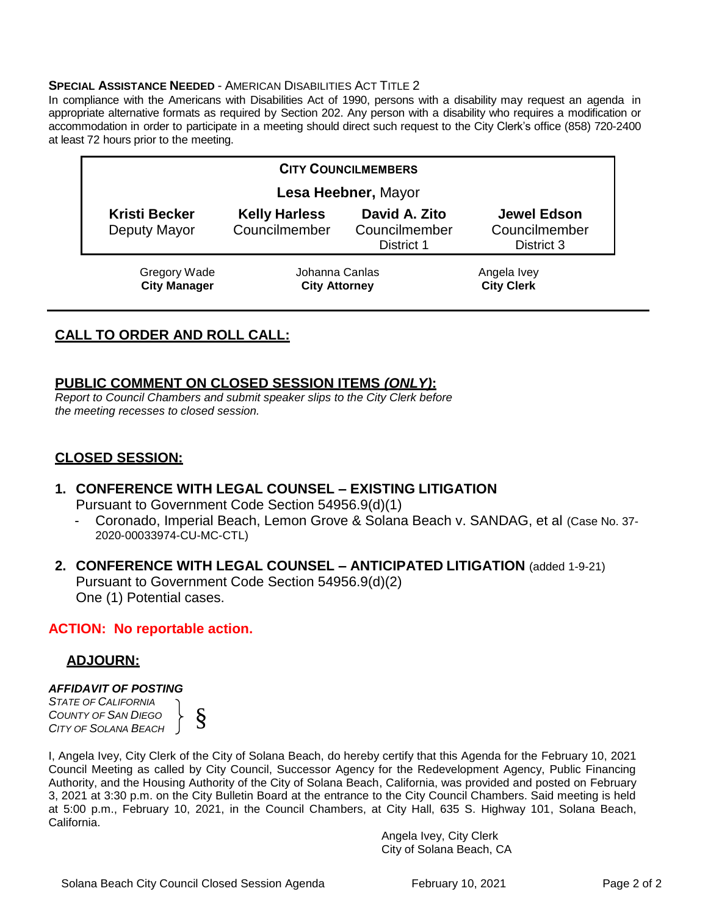**SPECIAL ASSISTANCE NEEDED** - AMERICAN DISABILITIES ACT TITLE 2

In compliance with the Americans with Disabilities Act of 1990, persons with a disability may request an agenda in appropriate alternative formats as required by Section 202. Any person with a disability who requires a modification or accommodation in order to participate in a meeting should direct such request to the City Clerk's office (858) 720-2400 at least 72 hours prior to the meeting.

| CITY COUNCILMEMBERS | | | |
|---|---|---|---|
| | **Lesa Heebner,** Mayor | | |
| **Kristi Becker** Deputy Mayor | **Kelly Harless** Councilmember | **David A. Zito** Councilmember District 1 | **Jewel Edson** Councilmember District 3 |

| | | |
|---|---|---|
| Gregory Wade **City Manager** | Johanna Canlas **City Attorney** | Angela Ivey **City Clerk** |

## CALL TO ORDER AND ROLL CALL:

## PUBLIC COMMENT ON CLOSED SESSION ITEMS *(ONLY)*:

*Report to Council Chambers and submit speaker slips to the City Clerk before the meeting recesses to closed session.*

## CLOSED SESSION:

1. **CONFERENCE WITH LEGAL COUNSEL – EXISTING LITIGATION**
   Pursuant to Government Code Section 54956.9(d)(1)
   - Coronado, Imperial Beach, Lemon Grove & Solana Beach v. SANDAG, et al (Case No. 37-2020-00033974-CU-MC-CTL)

2. **CONFERENCE WITH LEGAL COUNSEL – ANTICIPATED LITIGATION** (added 1-9-21)
   Pursuant to Government Code Section 54956.9(d)(2)
   One (1) Potential cases.

**ACTION: No reportable action.**

## ADJOURN:

***AFFIDAVIT OF POSTING***

*STATE OF CALIFORNIA*
*COUNTY OF SAN DIEGO* }§
*CITY OF SOLANA BEACH*

I, Angela Ivey, City Clerk of the City of Solana Beach, do hereby certify that this Agenda for the February 10, 2021 Council Meeting as called by City Council, Successor Agency for the Redevelopment Agency, Public Financing Authority, and the Housing Authority of the City of Solana Beach, California, was provided and posted on February 3, 2021 at 3:30 p.m. on the City Bulletin Board at the entrance to the City Council Chambers. Said meeting is held at 5:00 p.m., February 10, 2021, in the Council Chambers, at City Hall, 635 S. Highway 101, Solana Beach, California.

Angela Ivey, City Clerk
City of Solana Beach, CA